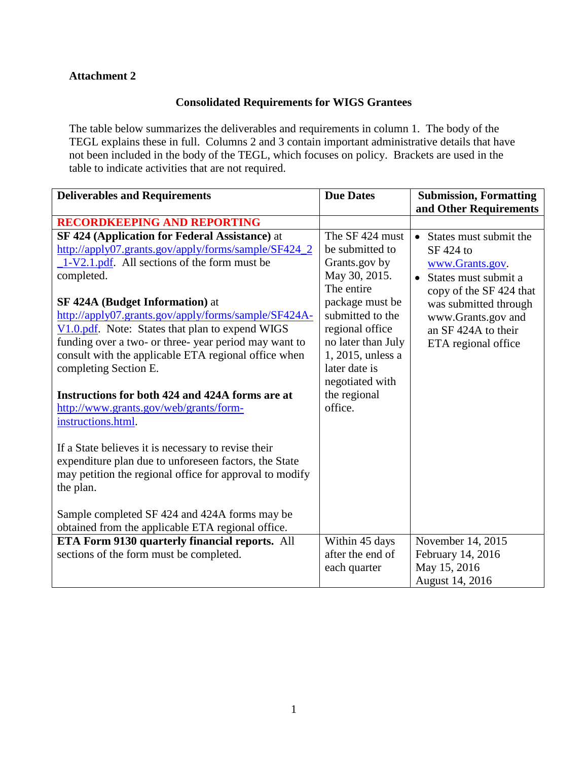**Attachment 2**

## Consolidated Requirements for WIGS Grantees

The table below summarizes the deliverables and requirements in column 1. The body of the TEGL explains these in full. Columns 2 and 3 contain important administrative details that have not been included in the body of the TEGL, which focuses on policy. Brackets are used in the table to indicate activities that are not required.

| Deliverables and Requirements | Due Dates | Submission, Formatting and Other Requirements |
|---|---|---|
| **RECORDKEEPING AND REPORTING** | | |
| **SF 424 (Application for Federal Assistance)** at http://apply07.grants.gov/apply/forms/sample/SF424_2_1-V2.1.pdf. All sections of the form must be completed.<br><br>**SF 424A (Budget Information)** at http://apply07.grants.gov/apply/forms/sample/SF424A-V1.0.pdf. Note: States that plan to expend WIGS funding over a two- or three- year period may want to consult with the applicable ETA regional office when completing Section E.<br><br>**Instructions for both 424 and 424A forms are at** http://www.grants.gov/web/grants/form-instructions.html.<br><br>If a State believes it is necessary to revise their expenditure plan due to unforeseen factors, the State may petition the regional office for approval to modify the plan.<br><br>Sample completed SF 424 and 424A forms may be obtained from the applicable ETA regional office. | The SF 424 must be submitted to Grants.gov by May 30, 2015. The entire package must be submitted to the regional office no later than July 1, 2015, unless a later date is negotiated with the regional office. | • States must submit the SF 424 to www.Grants.gov.<br>• States must submit a copy of the SF 424 that was submitted through www.Grants.gov and an SF 424A to their ETA regional office |
| **ETA Form 9130 quarterly financial reports.** All sections of the form must be completed. | Within 45 days after the end of each quarter | November 14, 2015<br>February 14, 2016<br>May 15, 2016<br>August 14, 2016 |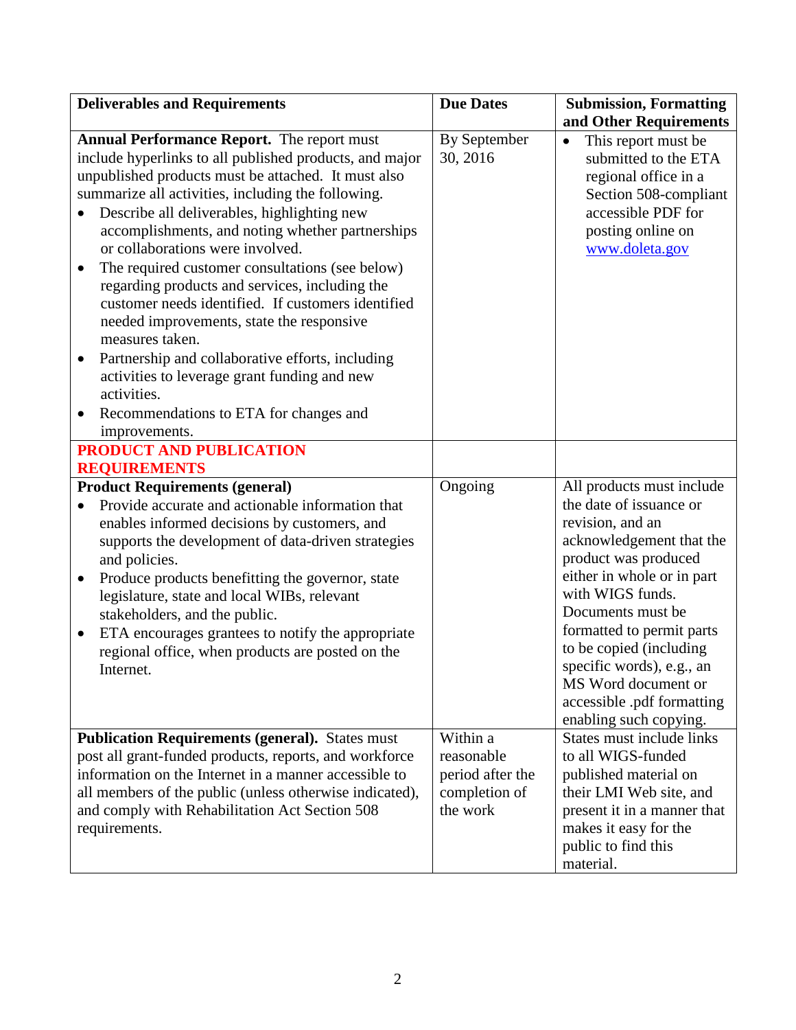| Deliverables and Requirements | Due Dates | Submission, Formatting and Other Requirements |
|---|---|---|
| **Annual Performance Report.** The report must include hyperlinks to all published products, and major unpublished products must be attached. It must also summarize all activities, including the following.<br>• Describe all deliverables, highlighting new accomplishments, and noting whether partnerships or collaborations were involved.<br>• The required customer consultations (see below) regarding products and services, including the customer needs identified. If customers identified needed improvements, state the responsive measures taken.<br>• Partnership and collaborative efforts, including activities to leverage grant funding and new activities.<br>• Recommendations to ETA for changes and improvements. | By September 30, 2016 | • This report must be submitted to the ETA regional office in a Section 508-compliant accessible PDF for posting online on www.doleta.gov |
| **PRODUCT AND PUBLICATION REQUIREMENTS** | | |
| **Product Requirements (general)**<br>• Provide accurate and actionable information that enables informed decisions by customers, and supports the development of data-driven strategies and policies.<br>• Produce products benefitting the governor, state legislature, state and local WIBs, relevant stakeholders, and the public.<br>• ETA encourages grantees to notify the appropriate regional office, when products are posted on the Internet. | Ongoing | All products must include the date of issuance or revision, and an acknowledgement that the product was produced either in whole or in part with WIGS funds. Documents must be formatted to permit parts to be copied (including specific words), e.g., an MS Word document or accessible .pdf formatting enabling such copying. |
| **Publication Requirements (general).** States must post all grant-funded products, reports, and workforce information on the Internet in a manner accessible to all members of the public (unless otherwise indicated), and comply with Rehabilitation Act Section 508 requirements. | Within a reasonable period after the completion of the work | States must include links to all WIGS-funded published material on their LMI Web site, and present it in a manner that makes it easy for the public to find this material. |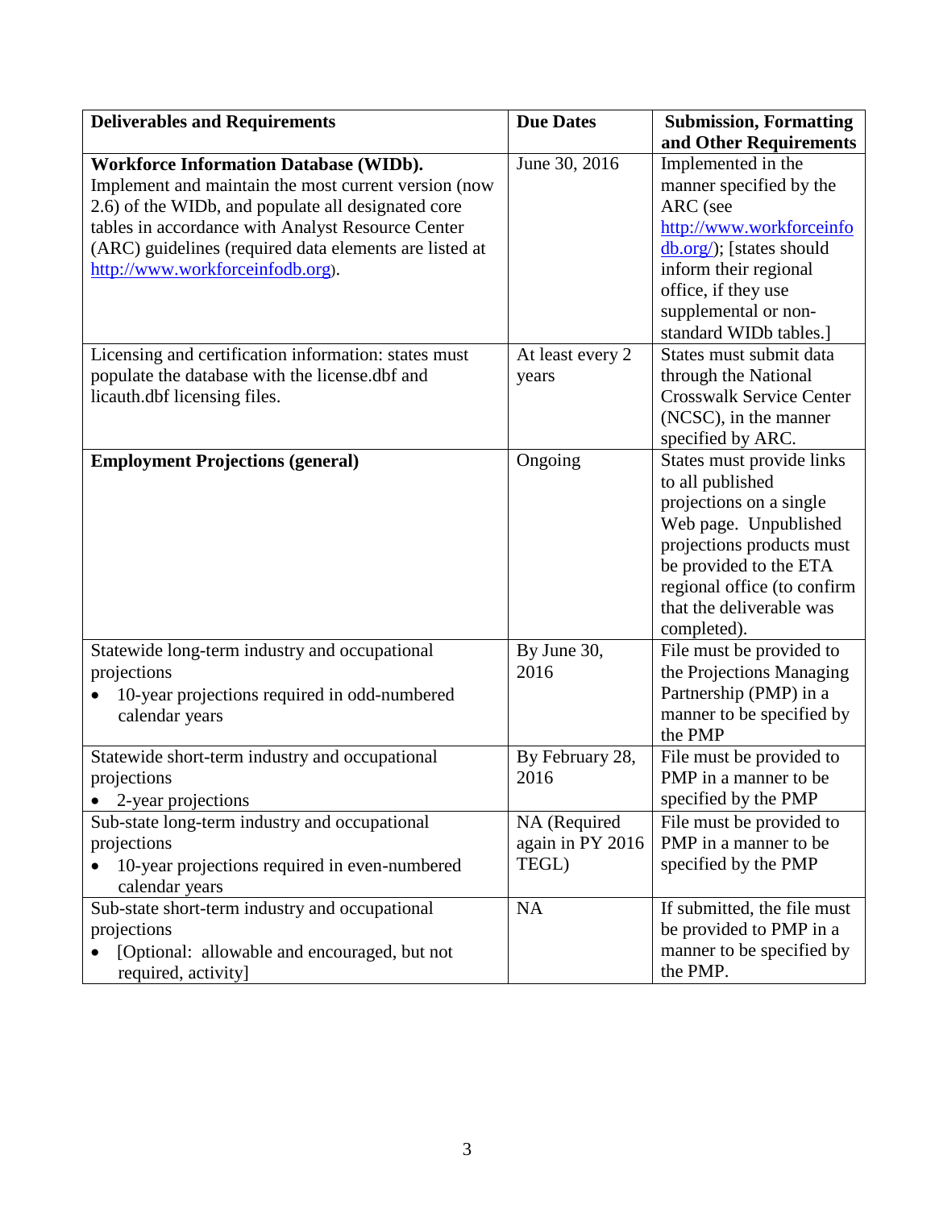| **Deliverables and Requirements** | **Due Dates** | **Submission, Formatting and Other Requirements** |
|---|---|---|
| **Workforce Information Database (WIDb).** Implement and maintain the most current version (now 2.6) of the WIDb, and populate all designated core tables in accordance with Analyst Resource Center (ARC) guidelines (required data elements are listed at http://www.workforceinfodb.org). | June 30, 2016 | Implemented in the manner specified by the ARC (see http://www.workforceinfodb.org/); [states should inform their regional office, if they use supplemental or non-standard WIDb tables.] |
| Licensing and certification information: states must populate the database with the license.dbf and licauth.dbf licensing files. | At least every 2 years | States must submit data through the National Crosswalk Service Center (NCSC), in the manner specified by ARC. |
| **Employment Projections (general)** | Ongoing | States must provide links to all published projections on a single Web page. Unpublished projections products must be provided to the ETA regional office (to confirm that the deliverable was completed). |
| Statewide long-term industry and occupational projections<br>• 10-year projections required in odd-numbered calendar years | By June 30, 2016 | File must be provided to the Projections Managing Partnership (PMP) in a manner to be specified by the PMP |
| Statewide short-term industry and occupational projections<br>• 2-year projections | By February 28, 2016 | File must be provided to PMP in a manner to be specified by the PMP |
| Sub-state long-term industry and occupational projections<br>• 10-year projections required in even-numbered calendar years | NA (Required again in PY 2016 TEGL) | File must be provided to PMP in a manner to be specified by the PMP |
| Sub-state short-term industry and occupational projections<br>• [Optional: allowable and encouraged, but not required, activity] | NA | If submitted, the file must be provided to PMP in a manner to be specified by the PMP. |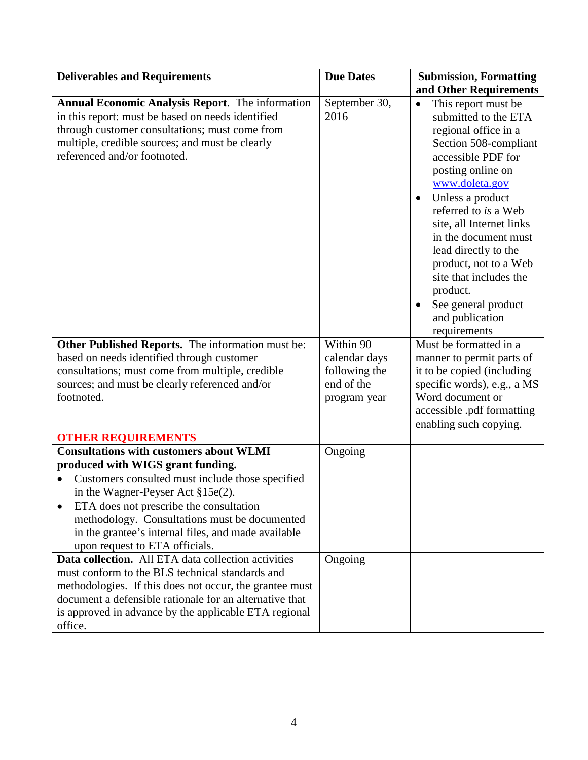| **Deliverables and Requirements** | **Due Dates** | **Submission, Formatting and Other Requirements** |
|---|---|---|
| **Annual Economic Analysis Report**. The information in this report: must be based on needs identified through customer consultations; must come from multiple, credible sources; and must be clearly referenced and/or footnoted. | September 30, 2016 | • This report must be submitted to the ETA regional office in a Section 508-compliant accessible PDF for posting online on www.doleta.gov<br>• Unless a product referred to *is* a Web site, all Internet links in the document must lead directly to the product, not to a Web site that includes the product.<br>• See general product and publication requirements |
| **Other Published Reports.** The information must be: based on needs identified through customer consultations; must come from multiple, credible sources; and must be clearly referenced and/or footnoted. | Within 90 calendar days following the end of the program year | Must be formatted in a manner to permit parts of it to be copied (including specific words), e.g., a MS Word document or accessible .pdf formatting enabling such copying. |
| **OTHER REQUIREMENTS** | | |
| **Consultations with customers about WLMI produced with WIGS grant funding.**<br>• Customers consulted must include those specified in the Wagner-Peyser Act §15e(2).<br>• ETA does not prescribe the consultation methodology. Consultations must be documented in the grantee's internal files, and made available upon request to ETA officials. | Ongoing | |
| **Data collection.** All ETA data collection activities must conform to the BLS technical standards and methodologies. If this does not occur, the grantee must document a defensible rationale for an alternative that is approved in advance by the applicable ETA regional office. | Ongoing | |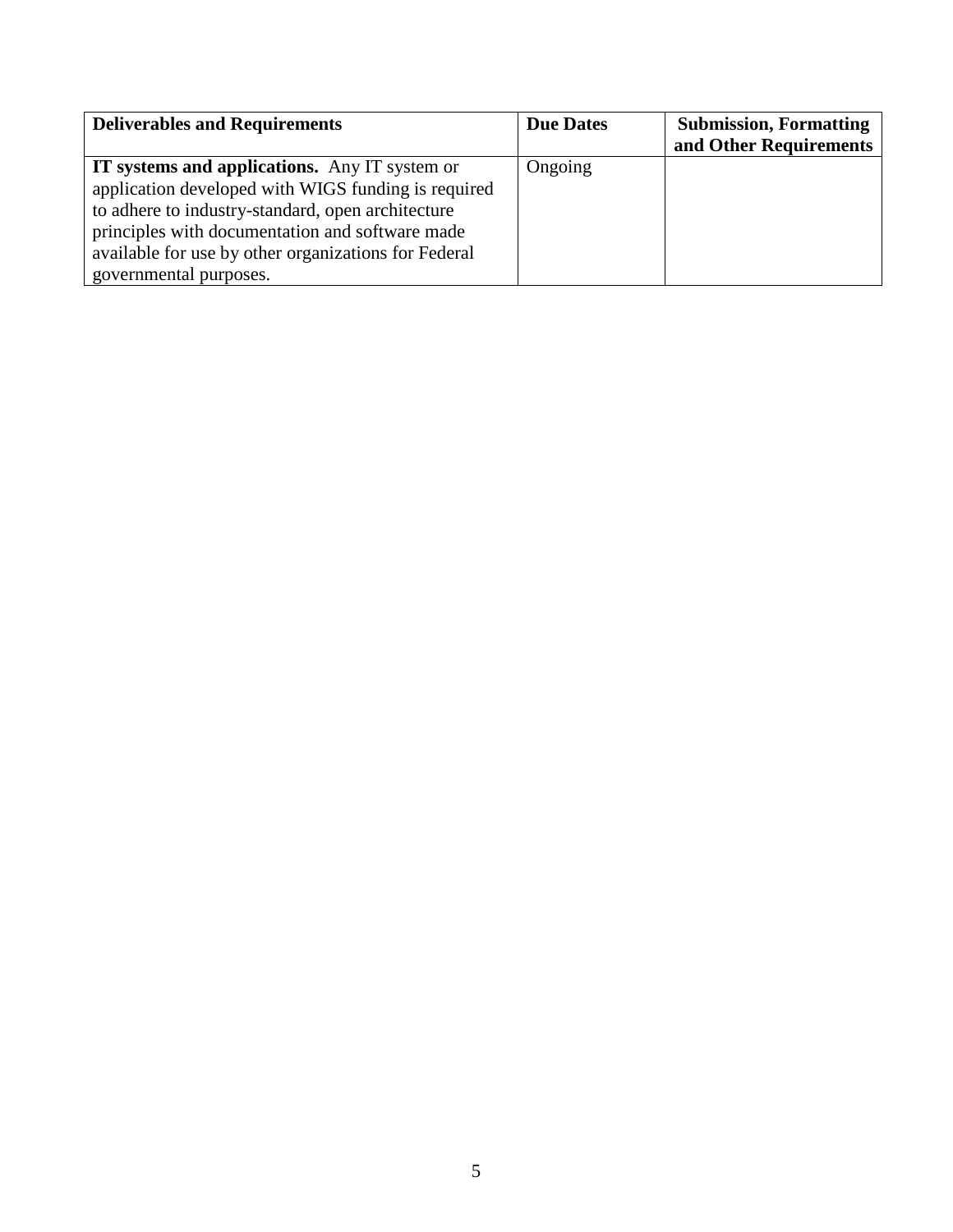| Deliverables and Requirements | Due Dates | Submission, Formatting and Other Requirements |
|---|---|---|
| **IT systems and applications.** Any IT system or application developed with WIGS funding is required to adhere to industry-standard, open architecture principles with documentation and software made available for use by other organizations for Federal governmental purposes. | Ongoing | |